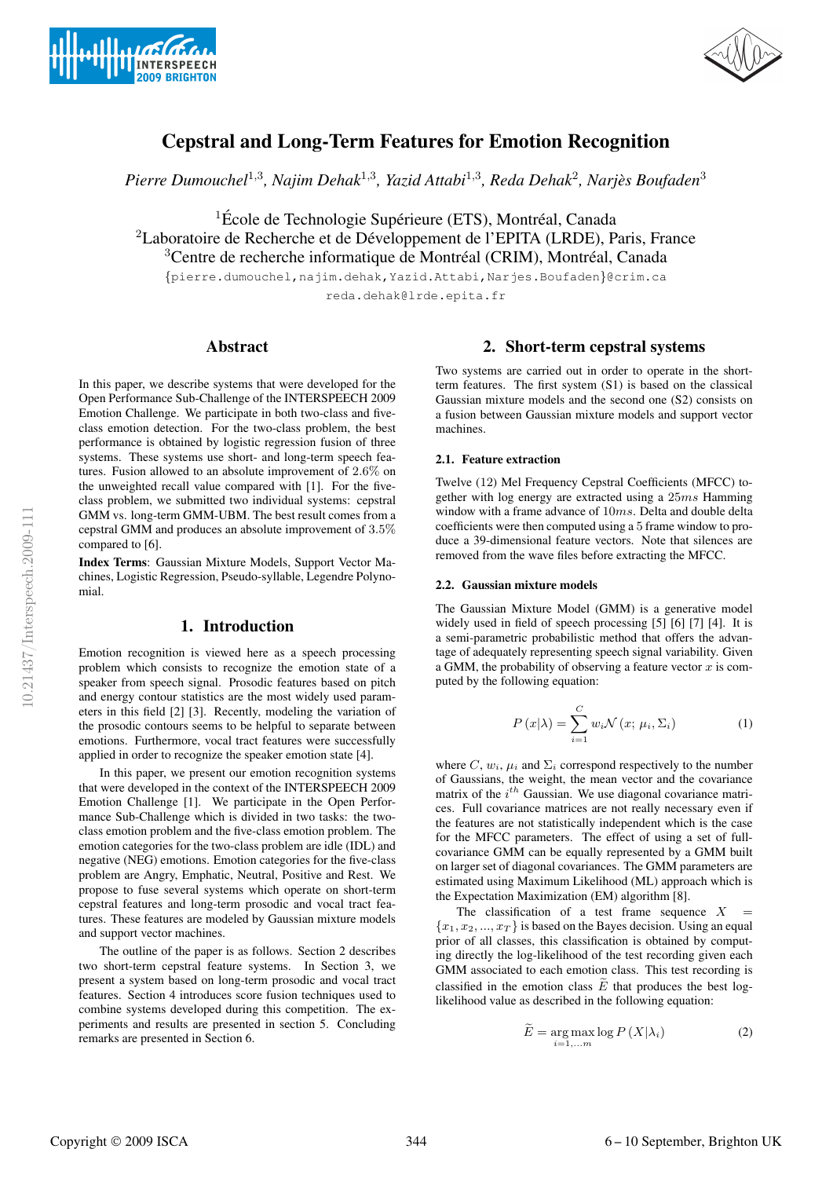# Cepstral and Long-Term Features for Emotion Recognition

*Pierre Dumouchel*[1,3], *Najim Dehak*[1,3], *Yazid Attabi*[1,3], *Reda Dehak*[2], *Narjès Boufaden*[3]

[1]École de Technologie Supérieure (ETS), Montréal, Canada
[2]Laboratoire de Recherche et de Développement de l'EPITA (LRDE), Paris, France
[3]Centre de recherche informatique de Montréal (CRIM), Montréal, Canada

{pierre.dumouchel,najim.dehak,Yazid.Attabi,Narjes.Boufaden}@crim.ca
reda.dehak@lrde.epita.fr

## Abstract

In this paper, we describe systems that were developed for the Open Performance Sub-Challenge of the INTERSPEECH 2009 Emotion Challenge. We participate in both two-class and five-class emotion detection. For the two-class problem, the best performance is obtained by logistic regression fusion of three systems. These systems use short- and long-term speech features. Fusion allowed to an absolute improvement of 2.6% on the unweighted recall value compared with [1]. For the five-class problem, we submitted two individual systems: cepstral GMM vs. long-term GMM-UBM. The best result comes from a cepstral GMM and produces an absolute improvement of 3.5% compared to [6].

**Index Terms**: Gaussian Mixture Models, Support Vector Machines, Logistic Regression, Pseudo-syllable, Legendre Polynomial.

## 1. Introduction

Emotion recognition is viewed here as a speech processing problem which consists to recognize the emotion state of a speaker from speech signal. Prosodic features based on pitch and energy contour statistics are the most widely used parameters in this field [2] [3]. Recently, modeling the variation of the prosodic contours seems to be helpful to separate between emotions. Furthermore, vocal tract features were successfully applied in order to recognize the speaker emotion state [4].

In this paper, we present our emotion recognition systems that were developed in the context of the INTERSPEECH 2009 Emotion Challenge [1]. We participate in the Open Performance Sub-Challenge which is divided in two tasks: the two-class emotion problem and the five-class emotion problem. The emotion categories for the two-class problem are idle (IDL) and negative (NEG) emotions. Emotion categories for the five-class problem are Angry, Emphatic, Neutral, Positive and Rest. We propose to fuse several systems which operate on short-term cepstral features and long-term prosodic and vocal tract features. These features are modeled by Gaussian mixture models and support vector machines.

The outline of the paper is as follows. Section 2 describes two short-term cepstral feature systems. In Section 3, we present a system based on long-term prosodic and vocal tract features. Section 4 introduces score fusion techniques used to combine systems developed during this competition. The experiments and results are presented in section 5. Concluding remarks are presented in Section 6.

## 2. Short-term cepstral systems

Two systems are carried out in order to operate in the short-term features. The first system (S1) is based on the classical Gaussian mixture models and the second one (S2) consists on a fusion between Gaussian mixture models and support vector machines.

### 2.1. Feature extraction

Twelve (12) Mel Frequency Cepstral Coefficients (MFCC) together with log energy are extracted using a $25ms$ Hamming window with a frame advance of $10ms$. Delta and double delta coefficients were then computed using a 5 frame window to produce a 39-dimensional feature vectors. Note that silences are removed from the wave files before extracting the MFCC.

### 2.2. Gaussian mixture models

The Gaussian Mixture Model (GMM) is a generative model widely used in field of speech processing [5] [6] [7] [4]. It is a semi-parametric probabilistic method that offers the advantage of adequately representing speech signal variability. Given a GMM, the probability of observing a feature vector $x$ is computed by the following equation:

$$P(x|\lambda) = \sum_{i=1}^{C} w_i \mathcal{N}(x;\, \mu_i, \Sigma_i) \tag{1}$$

where $C$, $w_i$, $\mu_i$ and $\Sigma_i$ correspond respectively to the number of Gaussians, the weight, the mean vector and the covariance matrix of the $i^{th}$ Gaussian. We use diagonal covariance matrices. Full covariance matrices are not really necessary even if the features are not statistically independent which is the case for the MFCC parameters. The effect of using a set of full-covariance GMM can be equally represented by a GMM built on larger set of diagonal covariances. The GMM parameters are estimated using Maximum Likelihood (ML) approach which is the Expectation Maximization (EM) algorithm [8].

The classification of a test frame sequence $X = \{x_1, x_2, ..., x_T\}$ is based on the Bayes decision. Using an equal prior of all classes, this classification is obtained by computing directly the log-likelihood of the test recording given each GMM associated to each emotion class. This test recording is classified in the emotion class $\widetilde{E}$ that produces the best log-likelihood value as described in the following equation:

$$\widetilde{E} = \underset{i=1,...m}{\arg\max} \log P(X|\lambda_i) \tag{2}$$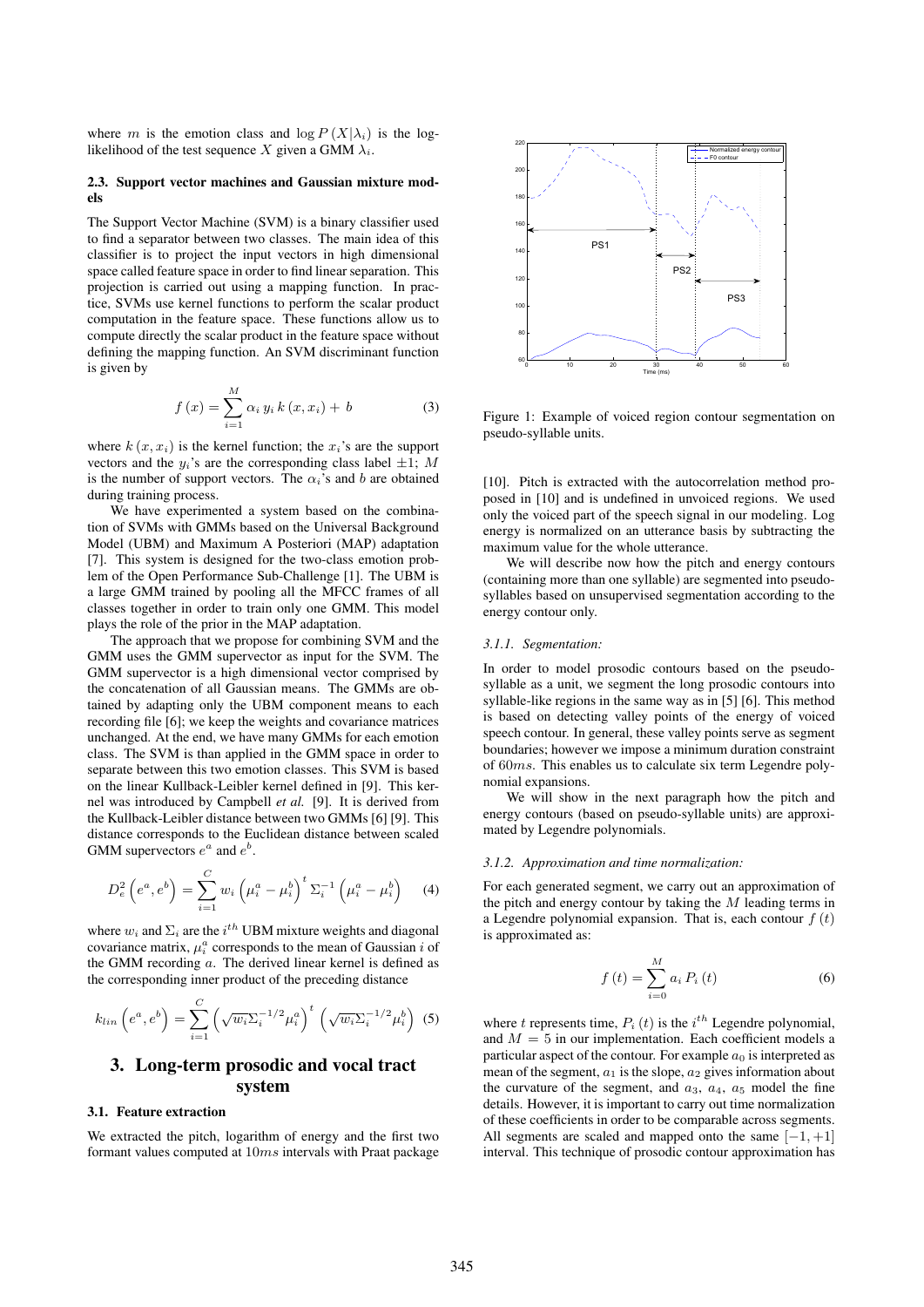where $m$ is the emotion class and $\log P(X|\lambda_i)$ is the log-likelihood of the test sequence $X$ given a GMM $\lambda_i$.

### 2.3. Support vector machines and Gaussian mixture models

The Support Vector Machine (SVM) is a binary classifier used to find a separator between two classes. The main idea of this classifier is to project the input vectors in high dimensional space called feature space in order to find linear separation. This projection is carried out using a mapping function. In practice, SVMs use kernel functions to perform the scalar product computation in the feature space. These functions allow us to compute directly the scalar product in the feature space without defining the mapping function. An SVM discriminant function is given by

$$f(x) = \sum_{i=1}^{M} \alpha_i \, y_i \, k(x, x_i) + b \tag{3}$$

where $k(x, x_i)$ is the kernel function; the $x_i$'s are the support vectors and the $y_i$'s are the corresponding class label $\pm 1$; $M$ is the number of support vectors. The $\alpha_i$'s and $b$ are obtained during training process.

We have experimented a system based on the combination of SVMs with GMMs based on the Universal Background Model (UBM) and Maximum A Posteriori (MAP) adaptation [7]. This system is designed for the two-class emotion problem of the Open Performance Sub-Challenge [1]. The UBM is a large GMM trained by pooling all the MFCC frames of all classes together in order to train only one GMM. This model plays the role of the prior in the MAP adaptation.

The approach that we propose for combining SVM and the GMM uses the GMM supervector as input for the SVM. The GMM supervector is a high dimensional vector comprised by the concatenation of all Gaussian means. The GMMs are obtained by adapting only the UBM component means to each recording file [6]; we keep the weights and covariance matrices unchanged. At the end, we have many GMMs for each emotion class. The SVM is than applied in the GMM space in order to separate between this two emotion classes. This SVM is based on the linear Kullback-Leibler kernel defined in [9]. This kernel was introduced by Campbell *et al.* [9]. It is derived from the Kullback-Leibler distance between two GMMs [6] [9]. This distance corresponds to the Euclidean distance between scaled GMM supervectors $e^a$ and $e^b$.

$$D_e^2\left(e^a, e^b\right) = \sum_{i=1}^{C} w_i \left(\mu_i^a - \mu_i^b\right)^t \Sigma_i^{-1} \left(\mu_i^a - \mu_i^b\right) \tag{4}$$

where $w_i$ and $\Sigma_i$ are the $i^{th}$ UBM mixture weights and diagonal covariance matrix, $\mu_i^a$ corresponds to the mean of Gaussian $i$ of the GMM recording $a$. The derived linear kernel is defined as the corresponding inner product of the preceding distance

$$k_{lin}\left(e^a, e^b\right) = \sum_{i=1}^{C} \left(\sqrt{w_i}\Sigma_i^{-1/2}\mu_i^a\right)^t \left(\sqrt{w_i}\Sigma_i^{-1/2}\mu_i^b\right) \tag{5}$$

## 3. Long-term prosodic and vocal tract system

### 3.1. Feature extraction

We extracted the pitch, logarithm of energy and the first two formant values computed at $10ms$ intervals with Praat package [10]. Pitch is extracted with the autocorrelation method proposed in [10] and is undefined in unvoiced regions. We used only the voiced part of the speech signal in our modeling. Log energy is normalized on an utterance basis by subtracting the maximum value for the whole utterance.

Figure 1: Example of voiced region contour segmentation on pseudo-syllable units.

We will describe now how the pitch and energy contours (containing more than one syllable) are segmented into pseudo-syllables based on unsupervised segmentation according to the energy contour only.

#### 3.1.1. Segmentation:

In order to model prosodic contours based on the pseudo-syllable as a unit, we segment the long prosodic contours into syllable-like regions in the same way as in [5] [6]. This method is based on detecting valley points of the energy of voiced speech contour. In general, these valley points serve as segment boundaries; however we impose a minimum duration constraint of $60ms$. This enables us to calculate six term Legendre polynomial expansions.

We will show in the next paragraph how the pitch and energy contours (based on pseudo-syllable units) are approximated by Legendre polynomials.

#### 3.1.2. Approximation and time normalization:

For each generated segment, we carry out an approximation of the pitch and energy contour by taking the $M$ leading terms in a Legendre polynomial expansion. That is, each contour $f(t)$ is approximated as:

$$f(t) = \sum_{i=0}^{M} a_i \, P_i(t) \tag{6}$$

where $t$ represents time, $P_i(t)$ is the $i^{th}$ Legendre polynomial, and $M = 5$ in our implementation. Each coefficient models a particular aspect of the contour. For example $a_0$ is interpreted as mean of the segment, $a_1$ is the slope, $a_2$ gives information about the curvature of the segment, and $a_3$, $a_4$, $a_5$ model the fine details. However, it is important to carry out time normalization of these coefficients in order to be comparable across segments. All segments are scaled and mapped onto the same $[-1, +1]$ interval. This technique of prosodic contour approximation has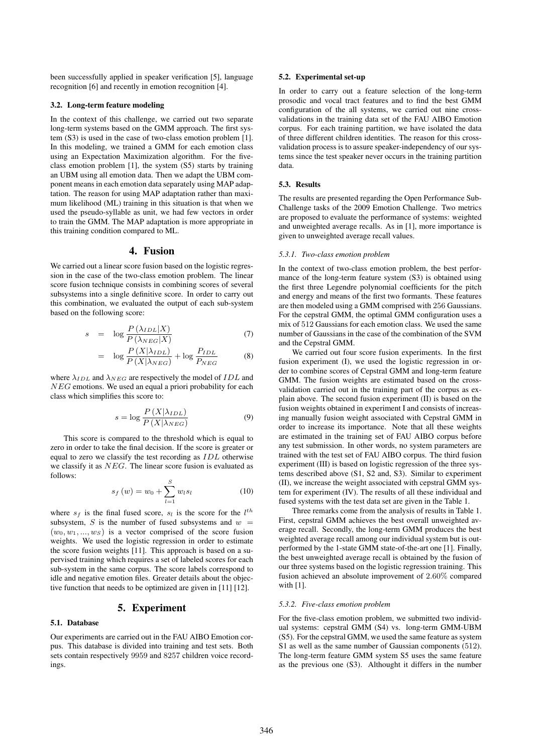been successfully applied in speaker verification [5], language recognition [6] and recently in emotion recognition [4].

### 3.2. Long-term feature modeling

In the context of this challenge, we carried out two separate long-term systems based on the GMM approach. The first system (S3) is used in the case of two-class emotion problem [1]. In this modeling, we trained a GMM for each emotion class using an Expectation Maximization algorithm. For the five-class emotion problem [1], the system (S5) starts by training an UBM using all emotion data. Then we adapt the UBM component means in each emotion data separately using MAP adaptation. The reason for using MAP adaptation rather than maximum likelihood (ML) training in this situation is that when we used the pseudo-syllable as unit, we had few vectors in order to train the GMM. The MAP adaptation is more appropriate in this training condition compared to ML.

## 4. Fusion

We carried out a linear score fusion based on the logistic regression in the case of the two-class emotion problem. The linear score fusion technique consists in combining scores of several subsystems into a single definitive score. In order to carry out this combination, we evaluated the output of each sub-system based on the following score:

$$s = \log \frac{P(\lambda_{IDL}|X)}{P(\lambda_{NEG}|X)} \quad (7)$$

$$= \log \frac{P(X|\lambda_{IDL})}{P(X|\lambda_{NEG})} + \log \frac{P_{IDL}}{P_{NEG}} \quad (8)$$

where $\lambda_{IDL}$ and $\lambda_{NEG}$ are respectively the model of $IDL$ and $NEG$ emotions. We used an equal a priori probability for each class which simplifies this score to:

$$s = \log \frac{P(X|\lambda_{IDL})}{P(X|\lambda_{NEG})} \quad (9)$$

This score is compared to the threshold which is equal to zero in order to take the final decision. If the score is greater or equal to zero we classify the test recording as $IDL$ otherwise we classify it as $NEG$. The linear score fusion is evaluated as follows:

$$s_f(w) = w_0 + \sum_{l=1}^{S} w_l s_l \quad (10)$$

where $s_f$ is the final fused score, $s_l$ is the score for the $l^{th}$ subsystem, $S$ is the number of fused subsystems and $w = (w_0, w_1, ..., w_S)$ is a vector comprised of the score fusion weights. We used the logistic regression in order to estimate the score fusion weights [11]. This approach is based on a supervised training which requires a set of labeled scores for each sub-system in the same corpus. The score labels correspond to idle and negative emotion files. Greater details about the objective function that needs to be optimized are given in [11] [12].

## 5. Experiment

### 5.1. Database

Our experiments are carried out in the FAU AIBO Emotion corpus. This database is divided into training and test sets. Both sets contain respectively 9959 and 8257 children voice recordings.

### 5.2. Experimental set-up

In order to carry out a feature selection of the long-term prosodic and vocal tract features and to find the best GMM configuration of the all systems, we carried out nine cross-validations in the training data set of the FAU AIBO Emotion corpus. For each training partition, we have isolated the data of three different children identities. The reason for this cross-validation process is to assure speaker-independency of our systems since the test speaker never occurs in the training partition data.

### 5.3. Results

The results are presented regarding the Open Performance Sub-Challenge tasks of the 2009 Emotion Challenge. Two metrics are proposed to evaluate the performance of systems: weighted and unweighted average recalls. As in [1], more importance is given to unweighted average recall values.

#### *5.3.1. Two-class emotion problem*

In the context of two-class emotion problem, the best performance of the long-term feature system (S3) is obtained using the first three Legendre polynomial coefficients for the pitch and energy and means of the first two formants. These features are then modeled using a GMM comprised with 256 Gaussians. For the cepstral GMM, the optimal GMM configuration uses a mix of 512 Gaussians for each emotion class. We used the same number of Gaussians in the case of the combination of the SVM and the Cepstral GMM.

We carried out four score fusion experiments. In the first fusion experiment (I), we used the logistic regression in order to combine scores of Cepstral GMM and long-term feature GMM. The fusion weights are estimated based on the cross-validation carried out in the training part of the corpus as explain above. The second fusion experiment (II) is based on the fusion weights obtained in experiment I and consists of increasing manually fusion weight associated with Cepstral GMM in order to increase its importance. Note that all these weights are estimated in the training set of FAU AIBO corpus before any test submission. In other words, no system parameters are trained with the test set of FAU AIBO corpus. The third fusion experiment (III) is based on logistic regression of the three systems described above (S1, S2 and, S3). Similar to experiment (II), we increase the weight associated with cepstral GMM system for experiment (IV). The results of all these individual and fused systems with the test data set are given in the Table 1.

Three remarks come from the analysis of results in Table 1. First, cepstral GMM achieves the best overall unweighted average recall. Secondly, the long-term GMM produces the best weighted average recall among our individual system but is outperformed by the 1-state GMM state-of-the-art one [1]. Finally, the best unweighted average recall is obtained by the fusion of our three systems based on the logistic regression training. This fusion achieved an absolute improvement of 2.60% compared with [1].

#### *5.3.2. Five-class emotion problem*

For the five-class emotion problem, we submitted two individual systems: cepstral GMM (S4) vs. long-term GMM-UBM (S5). For the cepstral GMM, we used the same feature as system S1 as well as the same number of Gaussian components (512). The long-term feature GMM system S5 uses the same feature as the previous one (S3). Althought it differs in the number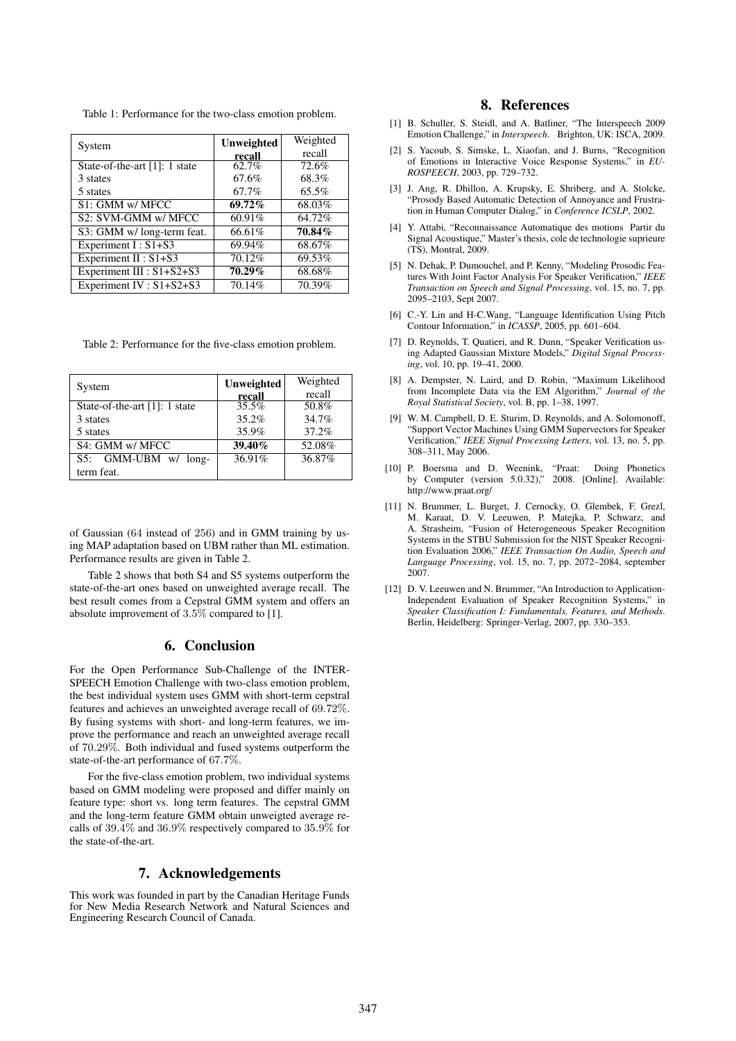Table 1: Performance for the two-class emotion problem.

| System | **Unweighted recall** | Weighted recall |
|---|---|---|
| State-of-the-art [1]: 1 state | 62.7% | 72.6% |
| 3 states | 67.6% | 68.3% |
| 5 states | 67.7% | 65.5% |
| S1: GMM w/ MFCC | **69.72%** | 68.03% |
| S2: SVM-GMM w/ MFCC | 60.91% | 64.72% |
| S3: GMM w/ long-term feat. | 66.61% | **70.84%** |
| Experiment I : S1+S3 | 69.94% | 68.67% |
| Experiment II : S1+S3 | 70.12% | 69.53% |
| Experiment III : S1+S2+S3 | **70.29%** | 68.68% |
| Experiment IV : S1+S2+S3 | 70.14% | 70.39% |

Table 2: Performance for the five-class emotion problem.

| System | **Unweighted recall** | Weighted recall |
|---|---|---|
| State-of-the-art [1]: 1 state | 35.5% | 50.8% |
| 3 states | 35.2% | 34.7% |
| 5 states | 35.9% | 37.2% |
| S4: GMM w/ MFCC | **39.40%** | 52.08% |
| S5: GMM-UBM w/ long-term feat. | 36.91% | 36.87% |

of Gaussian (64 instead of 256) and in GMM training by using MAP adaptation based on UBM rather than ML estimation. Performance results are given in Table 2.

Table 2 shows that both S4 and S5 systems outperform the state-of-the-art ones based on unweighted average recall. The best result comes from a Cepstral GMM system and offers an absolute improvement of 3.5% compared to [1].

## 6. Conclusion

For the Open Performance Sub-Challenge of the INTERSPEECH Emotion Challenge with two-class emotion problem, the best individual system uses GMM with short-term cepstral features and achieves an unweighted average recall of 69.72%. By fusing systems with short- and long-term features, we improve the performance and reach an unweighted average recall of 70.29%. Both individual and fused systems outperform the state-of-the-art performance of 67.7%.

For the five-class emotion problem, two individual systems based on GMM modeling were proposed and differ mainly on feature type: short vs. long term features. The cepstral GMM and the long-term feature GMM obtain unweigted average recalls of 39.4% and 36.9% respectively compared to 35.9% for the state-of-the-art.

## 7. Acknowledgements

This work was founded in part by the Canadian Heritage Funds for New Media Research Network and Natural Sciences and Engineering Research Council of Canada.

## 8. References

[1] B. Schuller, S. Steidl, and A. Batliner, "The Interspeech 2009 Emotion Challenge," in *Interspeech*. Brighton, UK: ISCA, 2009.

[2] S. Yacoub, S. Simske, L. Xiaofan, and J. Burns, "Recognition of Emotions in Interactive Voice Response Systems," in *EUROSPEECH*, 2003, pp. 729–732.

[3] J. Ang, R. Dhillon, A. Krupsky, E. Shriberg, and A. Stolcke, "Prosody Based Automatic Detection of Annoyance and Frustration in Human Computer Dialog," in *Conference ICSLP*, 2002.

[4] Y. Attabi, "Reconnaissance Automatique des motions Partir du Signal Acoustique," Master's thesis, cole de technologie suprieure (TS), Montral, 2009.

[5] N. Dehak, P. Dumouchel, and P. Kenny, "Modeling Prosodic Features With Joint Factor Analysis For Speaker Verification," *IEEE Transaction on Speech and Signal Processing*, vol. 15, no. 7, pp. 2095–2103, Sept 2007.

[6] C.-Y. Lin and H-C.Wang, "Language Identification Using Pitch Contour Information," in *ICASSP*, 2005, pp. 601–604.

[7] D. Reynolds, T. Quatieri, and R. Dunn, "Speaker Verification using Adapted Gaussian Mixture Models," *Digital Signal Processing*, vol. 10, pp. 19–41, 2000.

[8] A. Dempster, N. Laird, and D. Robin, "Maximum Likelihood from Incomplete Data via the EM Algorithm," *Journal of the Royal Statistical Society*, vol. B, pp. 1–38, 1997.

[9] W. M. Campbell, D. E. Sturim, D. Reynolds, and A. Solomonoff, "Support Vector Machines Using GMM Supervectors for Speaker Verification," *IEEE Signal Processing Letters*, vol. 13, no. 5, pp. 308–311, May 2006.

[10] P. Boersma and D. Weenink, "Praat: Doing Phonetics by Computer (version 5.0.32)," 2008. [Online]. Available: http://www.praat.org/

[11] N. Brummer, L. Burget, J. Cernocky, O. Glembek, F. Grezl, M. Karaat, D. V. Leeuwen, P. Matejka, P. Schwarz, and A. Strasheim, "Fusion of Heterogeneous Speaker Recognition Systems in the STBU Submission for the NIST Speaker Recognition Evaluation 2006," *IEEE Transaction On Audio, Speech and Language Processing*, vol. 15, no. 7, pp. 2072–2084, september 2007.

[12] D. V. Leeuwen and N. Brummer, "An Introduction to Application-Independent Evaluation of Speaker Recognition Systems," in *Speaker Classification I: Fundamentals, Features, and Methods*. Berlin, Heidelberg: Springer-Verlag, 2007, pp. 330–353.